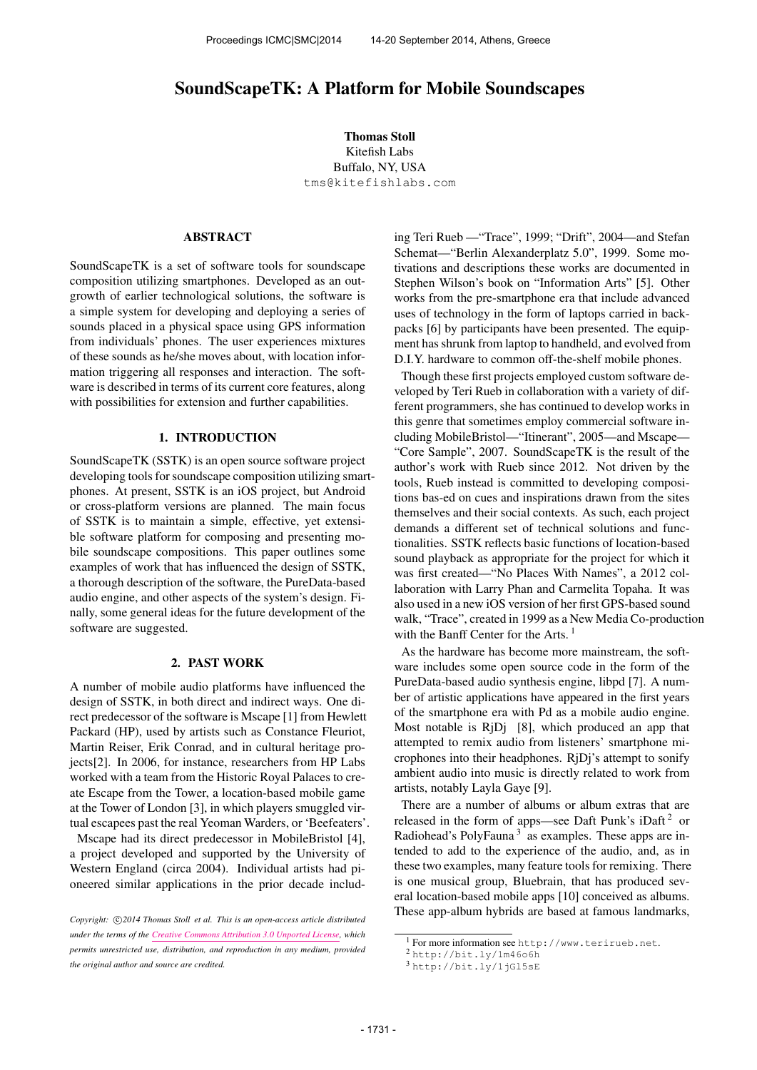# SoundScapeTK: A Platform for Mobile Soundscapes

**Thomas Stoll**
Kitefish Labs
Buffalo, NY, USA
tms@kitefishlabs.com

## ABSTRACT

SoundScapeTK is a set of software tools for soundscape composition utilizing smartphones. Developed as an outgrowth of earlier technological solutions, the software is a simple system for developing and deploying a series of sounds placed in a physical space using GPS information from individuals' phones. The user experiences mixtures of these sounds as he/she moves about, with location information triggering all responses and interaction. The software is described in terms of its current core features, along with possibilities for extension and further capabilities.

## 1. INTRODUCTION

SoundScapeTK (SSTK) is an open source software project developing tools for soundscape composition utilizing smartphones. At present, SSTK is an iOS project, but Android or cross-platform versions are planned. The main focus of SSTK is to maintain a simple, effective, yet extensible software platform for composing and presenting mobile soundscape compositions. This paper outlines some examples of work that has influenced the design of SSTK, a thorough description of the software, the PureData-based audio engine, and other aspects of the system's design. Finally, some general ideas for the future development of the software are suggested.

## 2. PAST WORK

A number of mobile audio platforms have influenced the design of SSTK, in both direct and indirect ways. One direct predecessor of the software is Mscape [1] from Hewlett Packard (HP), used by artists such as Constance Fleuriot, Martin Reiser, Erik Conrad, and in cultural heritage projects[2]. In 2006, for instance, researchers from HP Labs worked with a team from the Historic Royal Palaces to create Escape from the Tower, a location-based mobile game at the Tower of London [3], in which players smuggled virtual escapees past the real Yeoman Warders, or 'Beefeaters'.

Mscape had its direct predecessor in MobileBristol [4], a project developed and supported by the University of Western England (circa 2004). Individual artists had pioneered similar applications in the prior decade including Teri Rueb —"Trace", 1999; "Drift", 2004—and Stefan Schemat—"Berlin Alexanderplatz 5.0", 1999. Some motivations and descriptions these works are documented in Stephen Wilson's book on "Information Arts" [5]. Other works from the pre-smartphone era that include advanced uses of technology in the form of laptops carried in backpacks [6] by participants have been presented. The equipment has shrunk from laptop to handheld, and evolved from D.I.Y. hardware to common off-the-shelf mobile phones.

Though these first projects employed custom software developed by Teri Rueb in collaboration with a variety of different programmers, she has continued to develop works in this genre that sometimes employ commercial software including MobileBristol—"Itinerant", 2005—and Mscape—"Core Sample", 2007. SoundScapeTK is the result of the author's work with Rueb since 2012. Not driven by the tools, Rueb instead is committed to developing compositions bas-ed on cues and inspirations drawn from the sites themselves and their social contexts. As such, each project demands a different set of technical solutions and functionalities. SSTK reflects basic functions of location-based sound playback as appropriate for the project for which it was first created—"No Places With Names", a 2012 collaboration with Larry Phan and Carmelita Topaha. It was also used in a new iOS version of her first GPS-based sound walk, "Trace", created in 1999 as a New Media Co-production with the Banff Center for the Arts. [1]

As the hardware has become more mainstream, the software includes some open source code in the form of the PureData-based audio synthesis engine, libpd [7]. A number of artistic applications have appeared in the first years of the smartphone era with Pd as a mobile audio engine. Most notable is RjDj [8], which produced an app that attempted to remix audio from listeners' smartphone microphones into their headphones. RjDj's attempt to sonify ambient audio into music is directly related to work from artists, notably Layla Gaye [9].

There are a number of albums or album extras that are released in the form of apps—see Daft Punk's iDaft [2] or Radiohead's PolyFauna [3] as examples. These apps are intended to add to the experience of the audio, and, as in these two examples, many feature tools for remixing. There is one musical group, Bluebrain, that has produced several location-based mobile apps [10] conceived as albums. These app-album hybrids are based at famous landmarks,

[1] For more information see http://www.terirueb.net.

[2] http://bit.ly/1m46o6h

[3] http://bit.ly/1jGl5sE

*Copyright: ©2014 Thomas Stoll et al. This is an open-access article distributed under the terms of the Creative Commons Attribution 3.0 Unported License, which permits unrestricted use, distribution, and reproduction in any medium, provided the original author and source are credited.*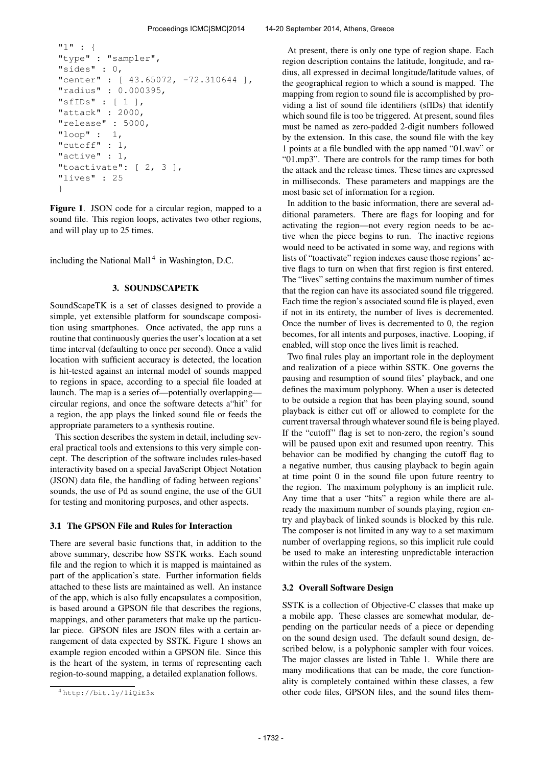```
"1" : {
"type" : "sampler",
"sides" : 0,
"center" : [ 43.65072, -72.310644 ],
"radius" : 0.000395,
"sfIDs" : [ 1 ],
"attack" : 2000,
"release" : 5000,
"loop" :  1,
"cutoff" : 1,
"active" : 1,
"toactivate": [ 2, 3 ],
"lives" : 25
}
```

**Figure 1**. JSON code for a circular region, mapped to a sound file. This region loops, activates two other regions, and will play up to 25 times.

including the National Mall [4] in Washington, D.C.

## 3. SOUNDSCAPETK

SoundScapeTK is a set of classes designed to provide a simple, yet extensible platform for soundscape composition using smartphones. Once activated, the app runs a routine that continuously queries the user's location at a set time interval (defaulting to once per second). Once a valid location with sufficient accuracy is detected, the location is hit-tested against an internal model of sounds mapped to regions in space, according to a special file loaded at launch. The map is a series of—potentially overlapping—circular regions, and once the software detects a"hit" for a region, the app plays the linked sound file or feeds the appropriate parameters to a synthesis routine.

This section describes the system in detail, including several practical tools and extensions to this very simple concept. The description of the software includes rules-based interactivity based on a special JavaScript Object Notation (JSON) data file, the handling of fading between regions' sounds, the use of Pd as sound engine, the use of the GUI for testing and monitoring purposes, and other aspects.

### 3.1 The GPSON File and Rules for Interaction

There are several basic functions that, in addition to the above summary, describe how SSTK works. Each sound file and the region to which it is mapped is maintained as part of the application's state. Further information fields attached to these lists are maintained as well. An instance of the app, which is also fully encapsulates a composition, is based around a GPSON file that describes the regions, mappings, and other parameters that make up the particular piece. GPSON files are JSON files with a certain arrangement of data expected by SSTK. Figure 1 shows an example region encoded within a GPSON file. Since this is the heart of the system, in terms of representing each region-to-sound mapping, a detailed explanation follows.

At present, there is only one type of region shape. Each region description contains the latitude, longitude, and radius, all expressed in decimal longitude/latitude values, of the geographical region to which a sound is mapped. The mapping from region to sound file is accomplished by providing a list of sound file identifiers (sfIDs) that identify which sound file is too be triggered. At present, sound files must be named as zero-padded 2-digit numbers followed by the extension. In this case, the sound file with the key 1 points at a file bundled with the app named "01.wav" or "01.mp3". There are controls for the ramp times for both the attack and the release times. These times are expressed in milliseconds. These parameters and mappings are the most basic set of information for a region.

In addition to the basic information, there are several additional parameters. There are flags for looping and for activating the region—not every region needs to be active when the piece begins to run. The inactive regions would need to be activated in some way, and regions with lists of "toactivate" region indexes cause those regions' active flags to turn on when that first region is first entered. The "lives" setting contains the maximum number of times that the region can have its associated sound file triggered. Each time the region's associated sound file is played, even if not in its entirety, the number of lives is decremented. Once the number of lives is decremented to 0, the region becomes, for all intents and purposes, inactive. Looping, if enabled, will stop once the lives limit is reached.

Two final rules play an important role in the deployment and realization of a piece within SSTK. One governs the pausing and resumption of sound files' playback, and one defines the maximum polyphony. When a user is detected to be outside a region that has been playing sound, sound playback is either cut off or allowed to complete for the current traversal through whatever sound file is being played. If the "cutoff" flag is set to non-zero, the region's sound will be paused upon exit and resumed upon reentry. This behavior can be modified by changing the cutoff flag to a negative number, thus causing playback to begin again at time point 0 in the sound file upon future reentry to the region. The maximum polyphony is an implicit rule. Any time that a user "hits" a region while there are already the maximum number of sounds playing, region entry and playback of linked sounds is blocked by this rule. The composer is not limited in any way to a set maximum number of overlapping regions, so this implicit rule could be used to make an interesting unpredictable interaction within the rules of the system.

### 3.2 Overall Software Design

SSTK is a collection of Objective-C classes that make up a mobile app. These classes are somewhat modular, depending on the particular needs of a piece or depending on the sound design used. The default sound design, described below, is a polyphonic sampler with four voices. The major classes are listed in Table 1. While there are many modifications that can be made, the core functionality is completely contained within these classes, a few other code files, GPSON files, and the sound files them-

[4] http://bit.ly/1iQiE3x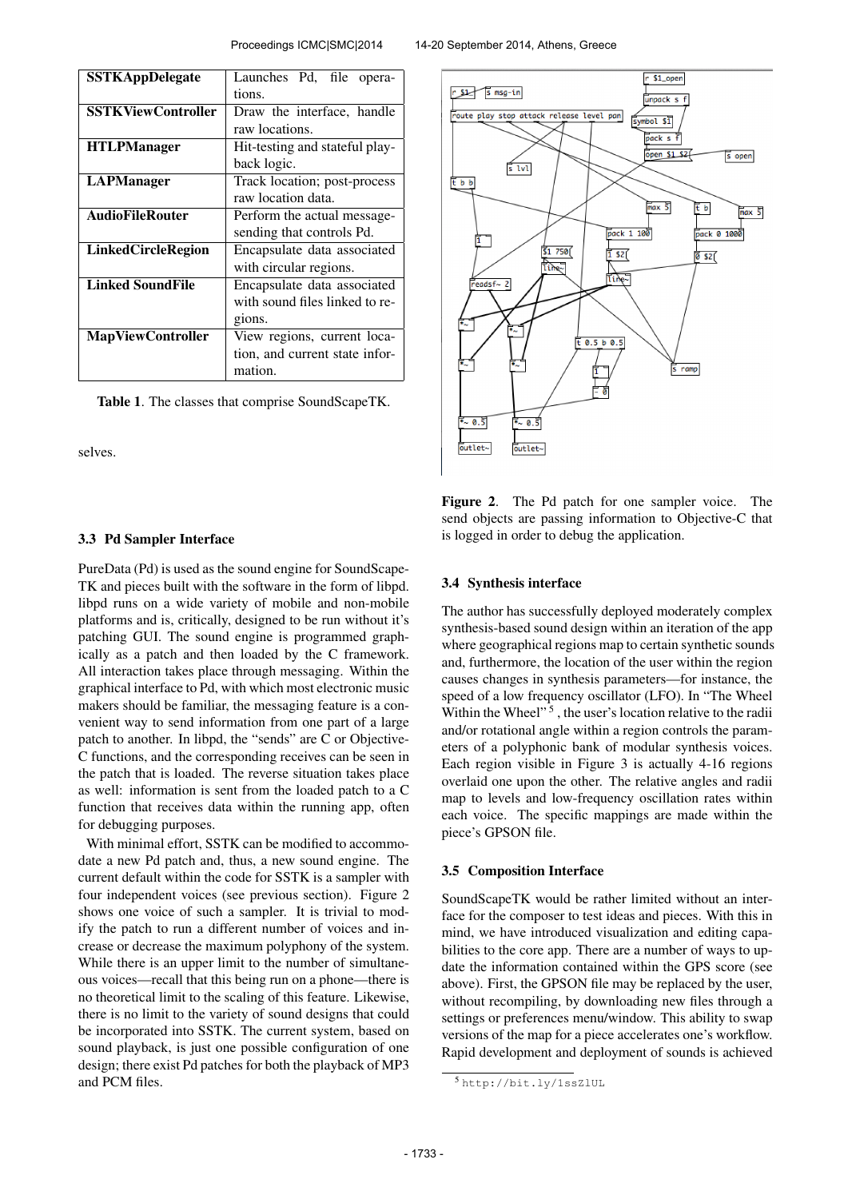| SSTKAppDelegate | Launches Pd, file operations. |
|---|---|
| SSTKViewController | Draw the interface, handle raw locations. |
| HTLPManager | Hit-testing and stateful playback logic. |
| LAPManager | Track location; post-process raw location data. |
| AudioFileRouter | Perform the actual message-sending that controls Pd. |
| LinkedCircleRegion | Encapsulate data associated with circular regions. |
| Linked SoundFile | Encapsulate data associated with sound files linked to regions. |
| MapViewController | View regions, current location, and current state information. |

**Table 1**. The classes that comprise SoundScapeTK.

selves.

### 3.3 Pd Sampler Interface

PureData (Pd) is used as the sound engine for SoundScapeTK and pieces built with the software in the form of libpd. libpd runs on a wide variety of mobile and non-mobile platforms and is, critically, designed to be run without it's patching GUI. The sound engine is programmed graphically as a patch and then loaded by the C framework. All interaction takes place through messaging. Within the graphical interface to Pd, with which most electronic music makers should be familiar, the messaging feature is a convenient way to send information from one part of a large patch to another. In libpd, the "sends" are C or Objective-C functions, and the corresponding receives can be seen in the patch that is loaded. The reverse situation takes place as well: information is sent from the loaded patch to a C function that receives data within the running app, often for debugging purposes.

With minimal effort, SSTK can be modified to accommodate a new Pd patch and, thus, a new sound engine. The current default within the code for SSTK is a sampler with four independent voices (see previous section). Figure 2 shows one voice of such a sampler. It is trivial to modify the patch to run a different number of voices and increase or decrease the maximum polyphony of the system. While there is an upper limit to the number of simultaneous voices—recall that this being run on a phone—there is no theoretical limit to the scaling of this feature. Likewise, there is no limit to the variety of sound designs that could be incorporated into SSTK. The current system, based on sound playback, is just one possible configuration of one design; there exist Pd patches for both the playback of MP3 and PCM files.

**Figure 2**. The Pd patch for one sampler voice. The send objects are passing information to Objective-C that is logged in order to debug the application.

### 3.4 Synthesis interface

The author has successfully deployed moderately complex synthesis-based sound design within an iteration of the app where geographical regions map to certain synthetic sounds and, furthermore, the location of the user within the region causes changes in synthesis parameters—for instance, the speed of a low frequency oscillator (LFO). In "The Wheel Within the Wheel" [5], the user's location relative to the radii and/or rotational angle within a region controls the parameters of a polyphonic bank of modular synthesis voices. Each region visible in Figure 3 is actually 4-16 regions overlaid one upon the other. The relative angles and radii map to levels and low-frequency oscillation rates within each voice. The specific mappings are made within the piece's GPSON file.

### 3.5 Composition Interface

SoundScapeTK would be rather limited without an interface for the composer to test ideas and pieces. With this in mind, we have introduced visualization and editing capabilities to the core app. There are a number of ways to update the information contained within the GPS score (see above). First, the GPSON file may be replaced by the user, without recompiling, by downloading new files through a settings or preferences menu/window. This ability to swap versions of the map for a piece accelerates one's workflow. Rapid development and deployment of sounds is achieved

[5] http://bit.ly/1ssZlUL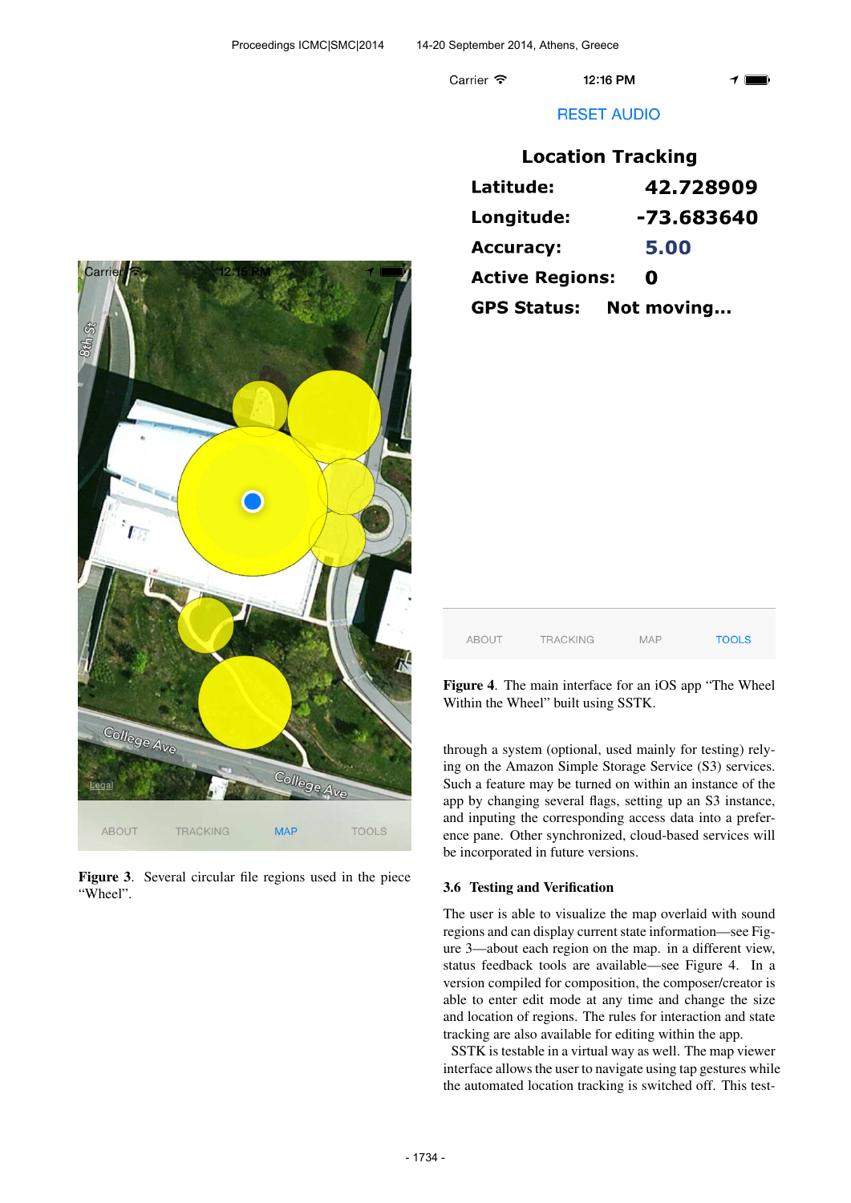Figure 3. Several circular file regions used in the piece "Wheel".

Figure 4. The main interface for an iOS app "The Wheel Within the Wheel" built using SSTK.

through a system (optional, used mainly for testing) relying on the Amazon Simple Storage Service (S3) services. Such a feature may be turned on within an instance of the app by changing several flags, setting up an S3 instance, and inputing the corresponding access data into a preference pane. Other synchronized, cloud-based services will be incorporated in future versions.

### 3.6 Testing and Verification

The user is able to visualize the map overlaid with sound regions and can display current state information—see Figure 3—about each region on the map. in a different view, status feedback tools are available—see Figure 4. In a version compiled for composition, the composer/creator is able to enter edit mode at any time and change the size and location of regions. The rules for interaction and state tracking are also available for editing within the app.

SSTK is testable in a virtual way as well. The map viewer interface allows the user to navigate using tap gestures while the automated location tracking is switched off. This test-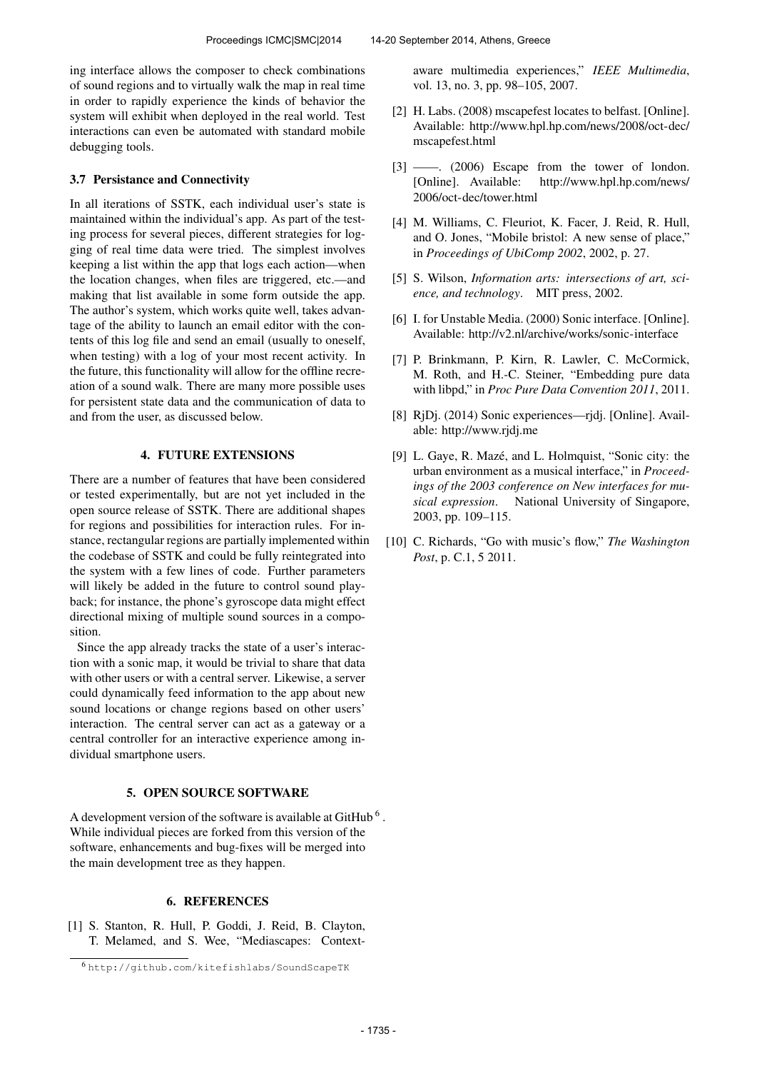ing interface allows the composer to check combinations of sound regions and to virtually walk the map in real time in order to rapidly experience the kinds of behavior the system will exhibit when deployed in the real world. Test interactions can even be automated with standard mobile debugging tools.

### 3.7 Persistance and Connectivity

In all iterations of SSTK, each individual user's state is maintained within the individual's app. As part of the testing process for several pieces, different strategies for logging of real time data were tried. The simplest involves keeping a list within the app that logs each action—when the location changes, when files are triggered, etc.—and making that list available in some form outside the app. The author's system, which works quite well, takes advantage of the ability to launch an email editor with the contents of this log file and send an email (usually to oneself, when testing) with a log of your most recent activity. In the future, this functionality will allow for the offline recreation of a sound walk. There are many more possible uses for persistent state data and the communication of data to and from the user, as discussed below.

## 4. FUTURE EXTENSIONS

There are a number of features that have been considered or tested experimentally, but are not yet included in the open source release of SSTK. There are additional shapes for regions and possibilities for interaction rules. For instance, rectangular regions are partially implemented within the codebase of SSTK and could be fully reintegrated into the system with a few lines of code. Further parameters will likely be added in the future to control sound playback; for instance, the phone's gyroscope data might effect directional mixing of multiple sound sources in a composition.

Since the app already tracks the state of a user's interaction with a sonic map, it would be trivial to share that data with other users or with a central server. Likewise, a server could dynamically feed information to the app about new sound locations or change regions based on other users' interaction. The central server can act as a gateway or a central controller for an interactive experience among individual smartphone users.

## 5. OPEN SOURCE SOFTWARE

A development version of the software is available at GitHub [6]. While individual pieces are forked from this version of the software, enhancements and bug-fixes will be merged into the main development tree as they happen.

[6] http://github.com/kitefishlabs/SoundScapeTK

## 6. REFERENCES

[1] S. Stanton, R. Hull, P. Goddi, J. Reid, B. Clayton, T. Melamed, and S. Wee, "Mediascapes: Context-aware multimedia experiences," *IEEE Multimedia*, vol. 13, no. 3, pp. 98–105, 2007.

[2] H. Labs. (2008) mscapefest locates to belfast. [Online]. Available: http://www.hpl.hp.com/news/2008/oct-dec/mscapefest.html

[3] ——. (2006) Escape from the tower of london. [Online]. Available: http://www.hpl.hp.com/news/2006/oct-dec/tower.html

[4] M. Williams, C. Fleuriot, K. Facer, J. Reid, R. Hull, and O. Jones, "Mobile bristol: A new sense of place," in *Proceedings of UbiComp 2002*, 2002, p. 27.

[5] S. Wilson, *Information arts: intersections of art, science, and technology*. MIT press, 2002.

[6] I. for Unstable Media. (2000) Sonic interface. [Online]. Available: http://v2.nl/archive/works/sonic-interface

[7] P. Brinkmann, P. Kirn, R. Lawler, C. McCormick, M. Roth, and H.-C. Steiner, "Embedding pure data with libpd," in *Proc Pure Data Convention 2011*, 2011.

[8] RjDj. (2014) Sonic experiences—rjdj. [Online]. Available: http://www.rjdj.me

[9] L. Gaye, R. Mazé, and L. Holmquist, "Sonic city: the urban environment as a musical interface," in *Proceedings of the 2003 conference on New interfaces for musical expression*. National University of Singapore, 2003, pp. 109–115.

[10] C. Richards, "Go with music's flow," *The Washington Post*, p. C.1, 5 2011.